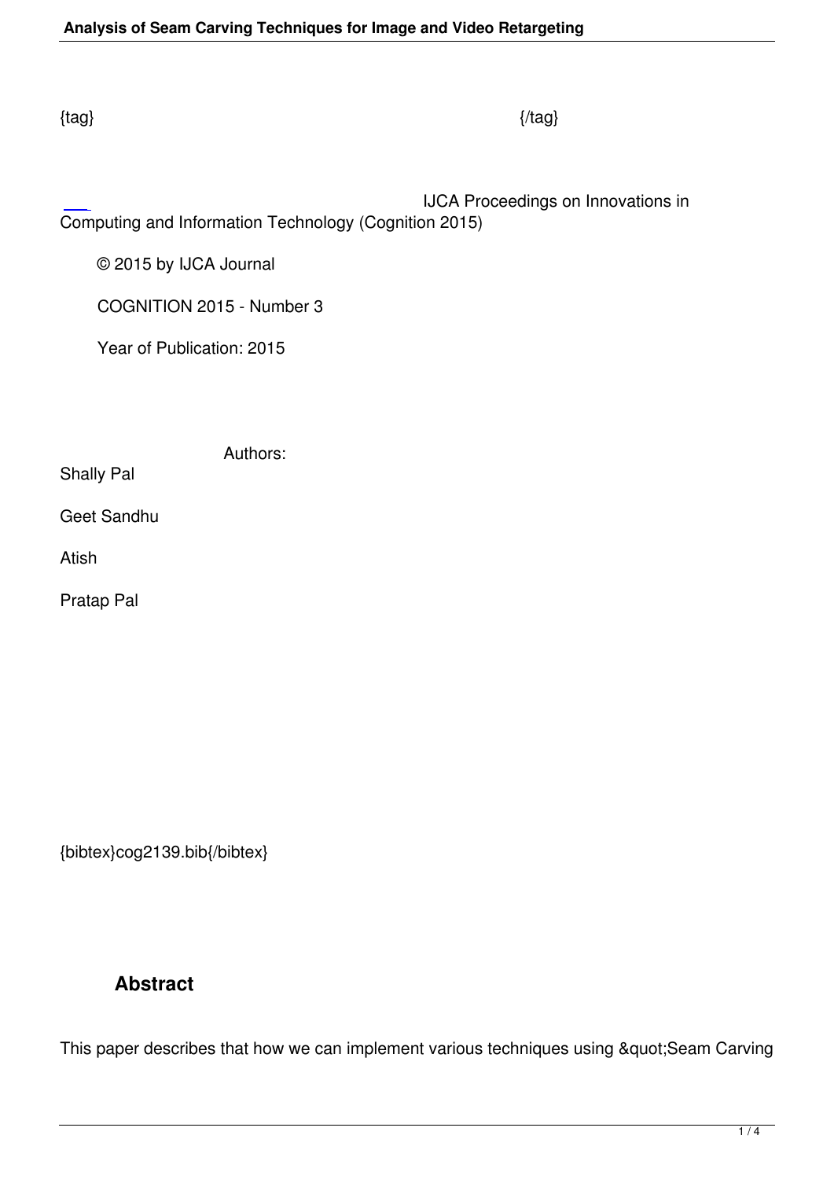{tag} {/tag}

IJCA Proceedings on Innovations in Computing and Information Technology (Cognition 2015)

© 2015 by IJCA Journal

COGNITION 2015 - Number 3

Year of Publication: 2015

Authors:

Shally Pal

Geet Sandhu

Atish

Pratap Pal

{bibtex}cog2139.bib{/bibtex}

## Abstract

This paper describes that how we can implement various techniques using &quot;Seam Carving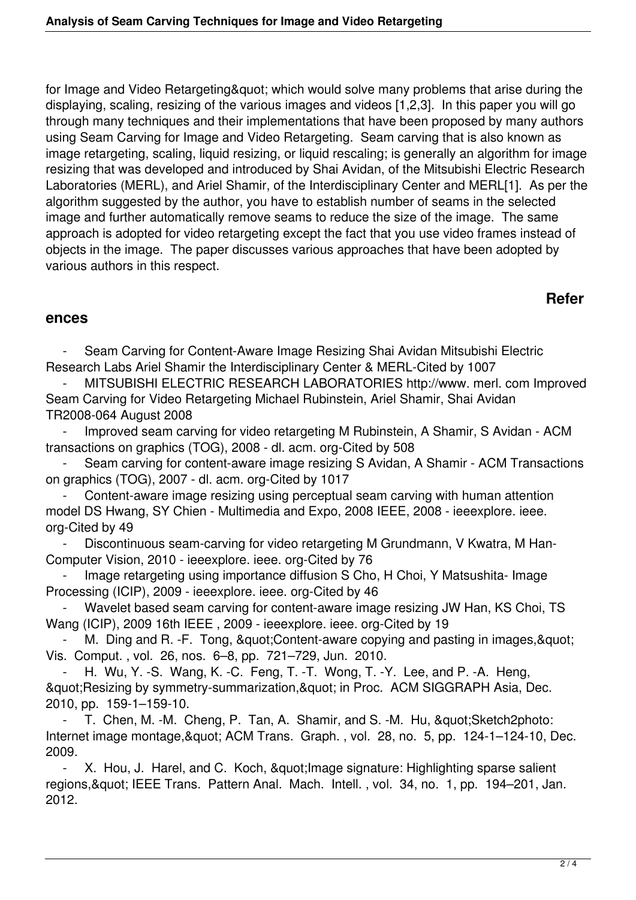for Image and Video Retargeting&quot; which would solve many problems that arise during the displaying, scaling, resizing of the various images and videos [1,2,3]. In this paper you will go through many techniques and their implementations that have been proposed by many authors using Seam Carving for Image and Video Retargeting. Seam carving that is also known as image retargeting, scaling, liquid resizing, or liquid rescaling; is generally an algorithm for image resizing that was developed and introduced by Shai Avidan, of the Mitsubishi Electric Research Laboratories (MERL), and Ariel Shamir, of the Interdisciplinary Center and MERL[1]. As per the algorithm suggested by the author, you have to establish number of seams in the selected image and further automatically remove seams to reduce the size of the image. The same approach is adopted for video retargeting except the fact that you use video frames instead of objects in the image. The paper discusses various approaches that have been adopted by various authors in this respect.

## References

- Seam Carving for Content-Aware Image Resizing Shai Avidan Mitsubishi Electric Research Labs Ariel Shamir the Interdisciplinary Center & MERL-Cited by 1007
- MITSUBISHI ELECTRIC RESEARCH LABORATORIES http://www. merl. com Improved Seam Carving for Video Retargeting Michael Rubinstein, Ariel Shamir, Shai Avidan TR2008-064 August 2008
- Improved seam carving for video retargeting M Rubinstein, A Shamir, S Avidan - ACM transactions on graphics (TOG), 2008 - dl. acm. org-Cited by 508
- Seam carving for content-aware image resizing S Avidan, A Shamir - ACM Transactions on graphics (TOG), 2007 - dl. acm. org-Cited by 1017
- Content-aware image resizing using perceptual seam carving with human attention model DS Hwang, SY Chien - Multimedia and Expo, 2008 IEEE, 2008 - ieeexplore. ieee. org-Cited by 49
- Discontinuous seam-carving for video retargeting M Grundmann, V Kwatra, M Han- Computer Vision, 2010 - ieeexplore. ieee. org-Cited by 76
- Image retargeting using importance diffusion S Cho, H Choi, Y Matsushita- Image Processing (ICIP), 2009 - ieeexplore. ieee. org-Cited by 46
- Wavelet based seam carving for content-aware image resizing JW Han, KS Choi, TS Wang (ICIP), 2009 16th IEEE , 2009 - ieeexplore. ieee. org-Cited by 19
- M. Ding and R. -F. Tong, &quot;Content-aware copying and pasting in images,&quot; Vis. Comput. , vol. 26, nos. 6–8, pp. 721–729, Jun. 2010.
- H. Wu, Y. -S. Wang, K. -C. Feng, T. -T. Wong, T. -Y. Lee, and P. -A. Heng, &quot;Resizing by symmetry-summarization,&quot; in Proc. ACM SIGGRAPH Asia, Dec. 2010, pp. 159-1–159-10.
- T. Chen, M. -M. Cheng, P. Tan, A. Shamir, and S. -M. Hu, &quot;Sketch2photo: Internet image montage,&quot; ACM Trans. Graph. , vol. 28, no. 5, pp. 124-1–124-10, Dec. 2009.
- X. Hou, J. Harel, and C. Koch, &quot;Image signature: Highlighting sparse salient regions,&quot; IEEE Trans. Pattern Anal. Mach. Intell. , vol. 34, no. 1, pp. 194–201, Jan. 2012.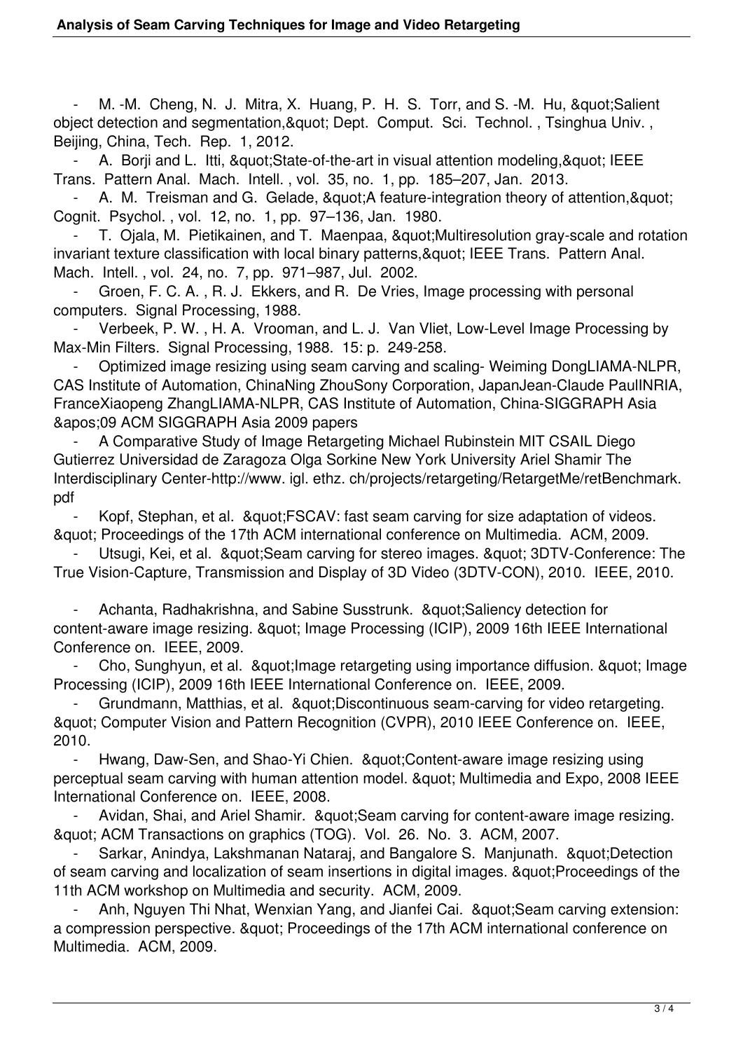- M. -M. Cheng, N. J. Mitra, X. Huang, P. H. S. Torr, and S. -M. Hu, &quot;Salient object detection and segmentation,&quot; Dept. Comput. Sci. Technol. , Tsinghua Univ. , Beijing, China, Tech. Rep. 1, 2012.
- A. Borji and L. Itti, &quot;State-of-the-art in visual attention modeling,&quot; IEEE Trans. Pattern Anal. Mach. Intell. , vol. 35, no. 1, pp. 185–207, Jan. 2013.
- A. M. Treisman and G. Gelade, &quot;A feature-integration theory of attention,&quot; Cognit. Psychol. , vol. 12, no. 1, pp. 97–136, Jan. 1980.
- T. Ojala, M. Pietikainen, and T. Maenpaa, &quot;Multiresolution gray-scale and rotation invariant texture classification with local binary patterns,&quot; IEEE Trans. Pattern Anal. Mach. Intell. , vol. 24, no. 7, pp. 971–987, Jul. 2002.
- Groen, F. C. A. , R. J. Ekkers, and R. De Vries, Image processing with personal computers. Signal Processing, 1988.
- Verbeek, P. W. , H. A. Vrooman, and L. J. Van Vliet, Low-Level Image Processing by Max-Min Filters. Signal Processing, 1988. 15: p. 249-258.
- Optimized image resizing using seam carving and scaling- Weiming DongLIAMA-NLPR, CAS Institute of Automation, ChinaNing ZhouSony Corporation, JapanJean-Claude PaulINRIA, FranceXiaopeng ZhangLIAMA-NLPR, CAS Institute of Automation, China-SIGGRAPH Asia &apos;09 ACM SIGGRAPH Asia 2009 papers
- A Comparative Study of Image Retargeting Michael Rubinstein MIT CSAIL Diego Gutierrez Universidad de Zaragoza Olga Sorkine New York University Ariel Shamir The Interdisciplinary Center-http://www. igl. ethz. ch/projects/retargeting/RetargetMe/retBenchmark. pdf
- Kopf, Stephan, et al. &quot;FSCAV: fast seam carving for size adaptation of videos. &quot; Proceedings of the 17th ACM international conference on Multimedia. ACM, 2009.
- Utsugi, Kei, et al. &quot;Seam carving for stereo images. &quot; 3DTV-Conference: The True Vision-Capture, Transmission and Display of 3D Video (3DTV-CON), 2010. IEEE, 2010.
- Achanta, Radhakrishna, and Sabine Susstrunk. &quot;Saliency detection for content-aware image resizing. &quot; Image Processing (ICIP), 2009 16th IEEE International Conference on. IEEE, 2009.
- Cho, Sunghyun, et al. &quot;Image retargeting using importance diffusion. &quot; Image Processing (ICIP), 2009 16th IEEE International Conference on. IEEE, 2009.
- Grundmann, Matthias, et al. &quot;Discontinuous seam-carving for video retargeting. &quot; Computer Vision and Pattern Recognition (CVPR), 2010 IEEE Conference on. IEEE, 2010.
- Hwang, Daw-Sen, and Shao-Yi Chien. &quot;Content-aware image resizing using perceptual seam carving with human attention model. &quot; Multimedia and Expo, 2008 IEEE International Conference on. IEEE, 2008.
- Avidan, Shai, and Ariel Shamir. &quot;Seam carving for content-aware image resizing. &quot; ACM Transactions on graphics (TOG). Vol. 26. No. 3. ACM, 2007.
- Sarkar, Anindya, Lakshmanan Nataraj, and Bangalore S. Manjunath. &quot;Detection of seam carving and localization of seam insertions in digital images. &quot;Proceedings of the 11th ACM workshop on Multimedia and security. ACM, 2009.
- Anh, Nguyen Thi Nhat, Wenxian Yang, and Jianfei Cai. &quot;Seam carving extension: a compression perspective. &quot; Proceedings of the 17th ACM international conference on Multimedia. ACM, 2009.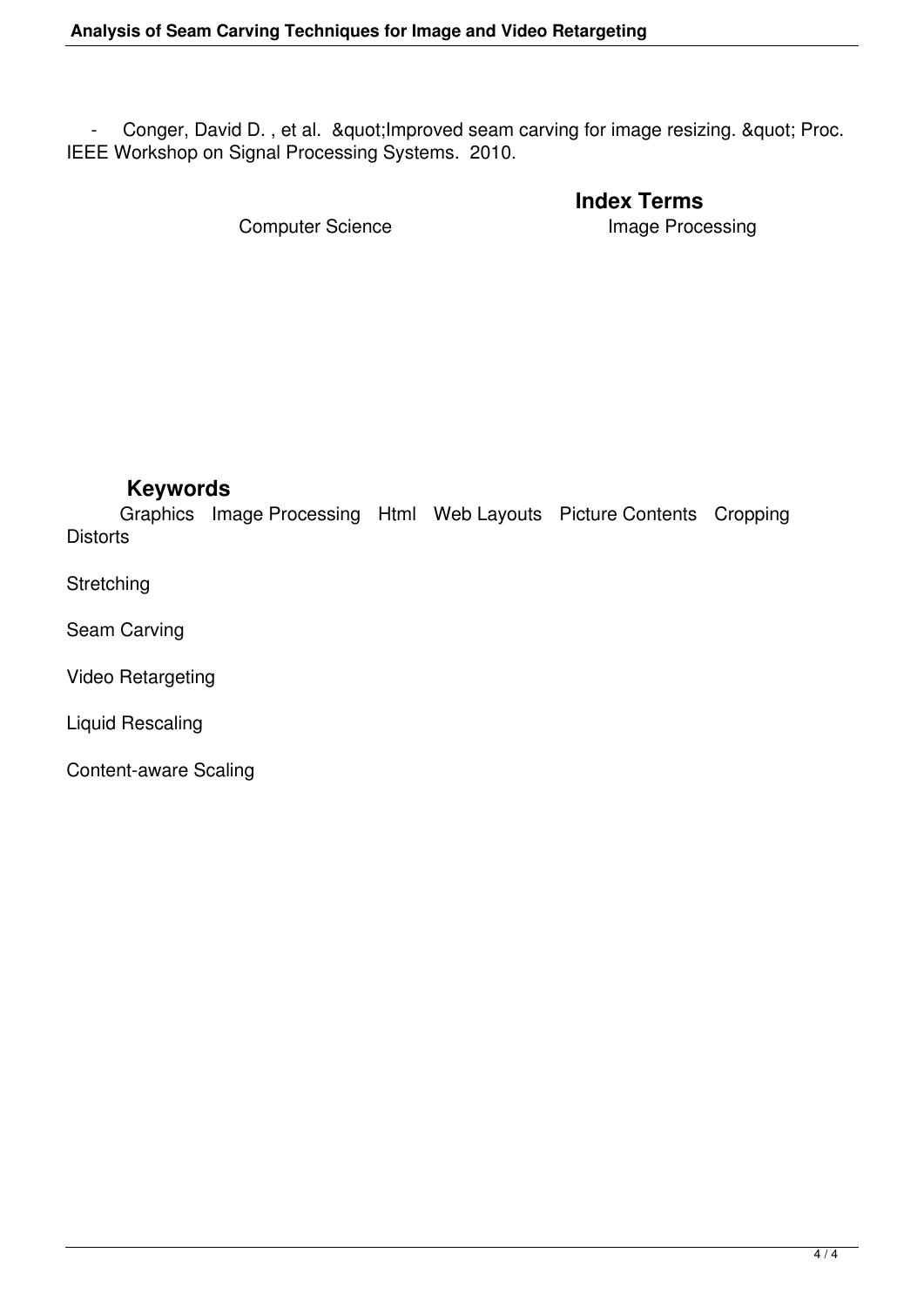- Conger, David D. , et al. &quot;Improved seam carving for image resizing. &quot; Proc. IEEE Workshop on Signal Processing Systems. 2010.

## Index Terms

Computer Science Image Processing

## Keywords

Graphics Image Processing Html Web Layouts Picture Contents Cropping Distorts

Stretching

Seam Carving

Video Retargeting

Liquid Rescaling

Content-aware Scaling